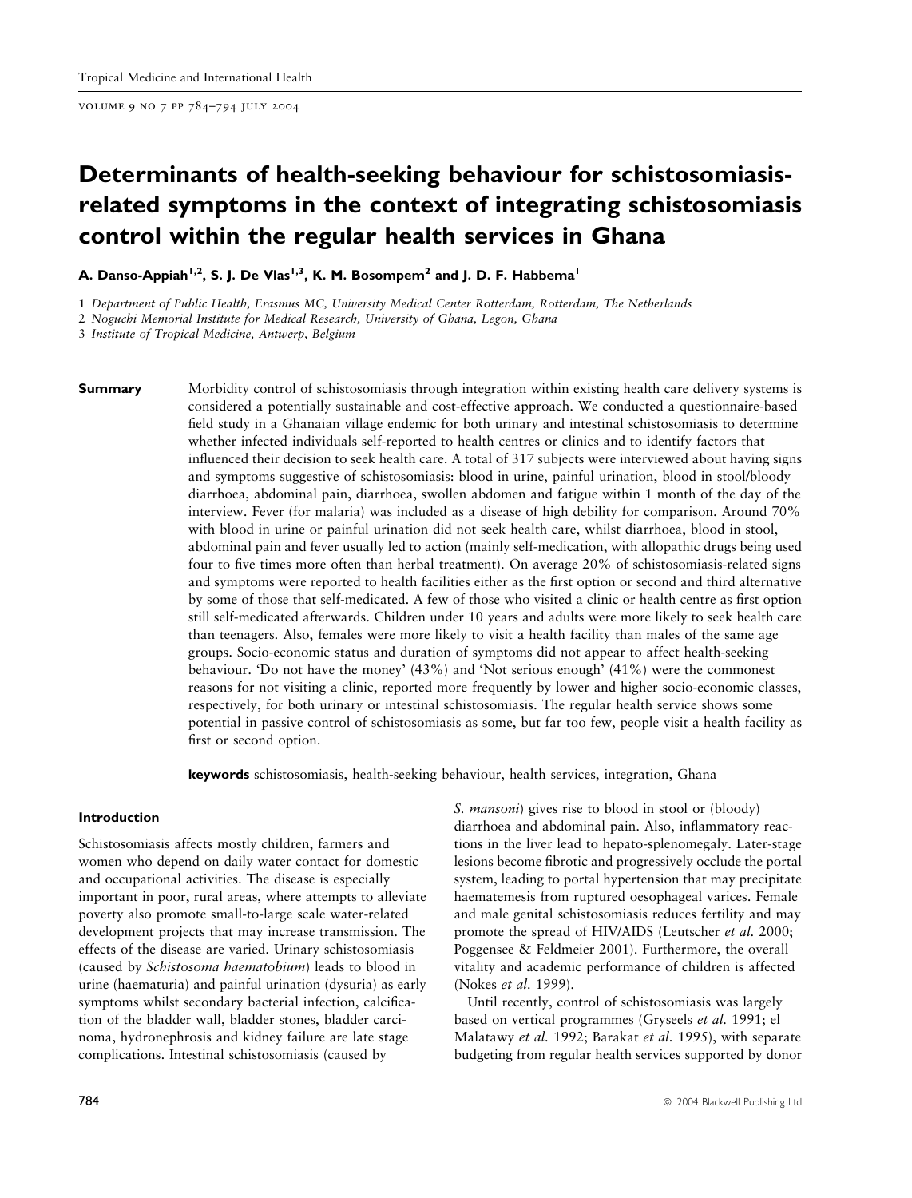# Determinants of health-seeking behaviour for schistosomiasis-related symptoms in the context of integrating schistosomiasis control within the regular health services in Ghana

**A. Danso-Appiah[1,2], S. J. De Vlas[1,3], K. M. Bosompem[2] and J. D. F. Habbema[1]**

1 *Department of Public Health, Erasmus MC, University Medical Center Rotterdam, Rotterdam, The Netherlands*
2 *Noguchi Memorial Institute for Medical Research, University of Ghana, Legon, Ghana*
3 *Institute of Tropical Medicine, Antwerp, Belgium*

**Summary** Morbidity control of schistosomiasis through integration within existing health care delivery systems is considered a potentially sustainable and cost-effective approach. We conducted a questionnaire-based field study in a Ghanaian village endemic for both urinary and intestinal schistosomiasis to determine whether infected individuals self-reported to health centres or clinics and to identify factors that influenced their decision to seek health care. A total of 317 subjects were interviewed about having signs and symptoms suggestive of schistosomiasis: blood in urine, painful urination, blood in stool/bloody diarrhoea, abdominal pain, diarrhoea, swollen abdomen and fatigue within 1 month of the day of the interview. Fever (for malaria) was included as a disease of high debility for comparison. Around 70% with blood in urine or painful urination did not seek health care, whilst diarrhoea, blood in stool, abdominal pain and fever usually led to action (mainly self-medication, with allopathic drugs being used four to five times more often than herbal treatment). On average 20% of schistosomiasis-related signs and symptoms were reported to health facilities either as the first option or second and third alternative by some of those that self-medicated. A few of those who visited a clinic or health centre as first option still self-medicated afterwards. Children under 10 years and adults were more likely to seek health care than teenagers. Also, females were more likely to visit a health facility than males of the same age groups. Socio-economic status and duration of symptoms did not appear to affect health-seeking behaviour. 'Do not have the money' (43%) and 'Not serious enough' (41%) were the commonest reasons for not visiting a clinic, reported more frequently by lower and higher socio-economic classes, respectively, for both urinary or intestinal schistosomiasis. The regular health service shows some potential in passive control of schistosomiasis as some, but far too few, people visit a health facility as first or second option.

**keywords** schistosomiasis, health-seeking behaviour, health services, integration, Ghana

## Introduction

Schistosomiasis affects mostly children, farmers and women who depend on daily water contact for domestic and occupational activities. The disease is especially important in poor, rural areas, where attempts to alleviate poverty also promote small-to-large scale water-related development projects that may increase transmission. The effects of the disease are varied. Urinary schistosomiasis (caused by *Schistosoma haematobium*) leads to blood in urine (haematuria) and painful urination (dysuria) as early symptoms whilst secondary bacterial infection, calcification of the bladder wall, bladder stones, bladder carcinoma, hydronephrosis and kidney failure are late stage complications. Intestinal schistosomiasis (caused by *S. mansoni*) gives rise to blood in stool or (bloody) diarrhoea and abdominal pain. Also, inflammatory reactions in the liver lead to hepato-splenomegaly. Later-stage lesions become fibrotic and progressively occlude the portal system, leading to portal hypertension that may precipitate haematemesis from ruptured oesophageal varices. Female and male genital schistosomiasis reduces fertility and may promote the spread of HIV/AIDS (Leutscher *et al.* 2000; Poggensee & Feldmeier 2001). Furthermore, the overall vitality and academic performance of children is affected (Nokes *et al.* 1999).

Until recently, control of schistosomiasis was largely based on vertical programmes (Gryseels *et al.* 1991; el Malatawy *et al.* 1992; Barakat *et al.* 1995), with separate budgeting from regular health services supported by donor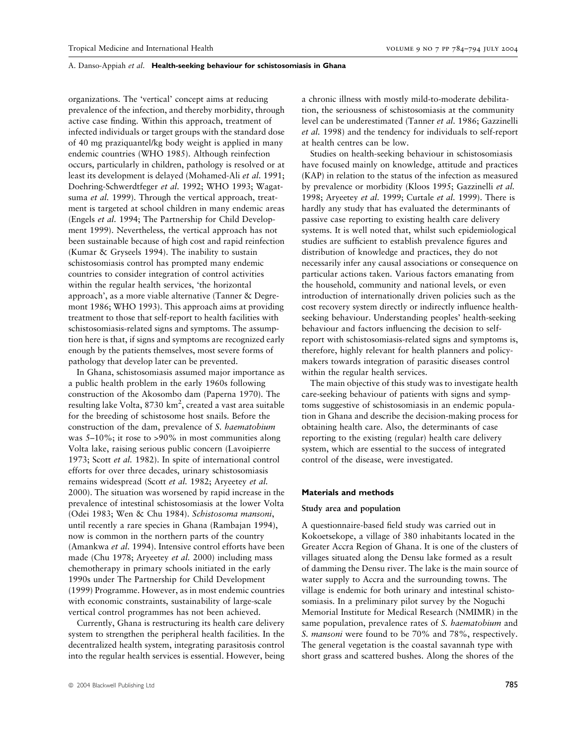organizations. The 'vertical' concept aims at reducing prevalence of the infection, and thereby morbidity, through active case finding. Within this approach, treatment of infected individuals or target groups with the standard dose of 40 mg praziquantel/kg body weight is applied in many endemic countries (WHO 1985). Although reinfection occurs, particularly in children, pathology is resolved or at least its development is delayed (Mohamed-Ali *et al*. 1991; Doehring-Schwerdtfeger *et al*. 1992; WHO 1993; Wagatsuma *et al.* 1999). Through the vertical approach, treatment is targeted at school children in many endemic areas (Engels *et al*. 1994; The Partnership for Child Development 1999). Nevertheless, the vertical approach has not been sustainable because of high cost and rapid reinfection (Kumar & Gryseels 1994). The inability to sustain schistosomiasis control has prompted many endemic countries to consider integration of control activities within the regular health services, 'the horizontal approach', as a more viable alternative (Tanner & Degremont 1986; WHO 1993). This approach aims at providing treatment to those that self-report to health facilities with schistosomiasis-related signs and symptoms. The assumption here is that, if signs and symptoms are recognized early enough by the patients themselves, most severe forms of pathology that develop later can be prevented.

In Ghana, schistosomiasis assumed major importance as a public health problem in the early 1960s following construction of the Akosombo dam (Paperna 1970). The resulting lake Volta, 8730 km$^2$, created a vast area suitable for the breeding of schistosome host snails. Before the construction of the dam, prevalence of *S. haematobium* was 5–10%; it rose to >90% in most communities along Volta lake, raising serious public concern (Lavoipierre 1973; Scott *et al.* 1982). In spite of international control efforts for over three decades, urinary schistosomiasis remains widespread (Scott *et al.* 1982; Aryeetey *et al.* 2000). The situation was worsened by rapid increase in the prevalence of intestinal schistosomiasis at the lower Volta (Odei 1983; Wen & Chu 1984). *Schistosoma mansoni*, until recently a rare species in Ghana (Rambajan 1994), now is common in the northern parts of the country (Amankwa *et al.* 1994). Intensive control efforts have been made (Chu 1978; Aryeetey *et al.* 2000) including mass chemotherapy in primary schools initiated in the early 1990s under The Partnership for Child Development (1999) Programme. However, as in most endemic countries with economic constraints, sustainability of large-scale vertical control programmes has not been achieved.

Currently, Ghana is restructuring its health care delivery system to strengthen the peripheral health facilities. In the decentralized health system, integrating parasitosis control into the regular health services is essential. However, being a chronic illness with mostly mild-to-moderate debilitation, the seriousness of schistosomiasis at the community level can be underestimated (Tanner *et al.* 1986; Gazzinelli *et al.* 1998) and the tendency for individuals to self-report at health centres can be low.

Studies on health-seeking behaviour in schistosomiasis have focused mainly on knowledge, attitude and practices (KAP) in relation to the status of the infection as measured by prevalence or morbidity (Kloos 1995; Gazzinelli *et al.* 1998; Aryeetey *et al.* 1999; Curtale *et al.* 1999). There is hardly any study that has evaluated the determinants of passive case reporting to existing health care delivery systems. It is well noted that, whilst such epidemiological studies are sufficient to establish prevalence figures and distribution of knowledge and practices, they do not necessarily infer any causal associations or consequence on particular actions taken. Various factors emanating from the household, community and national levels, or even introduction of internationally driven policies such as the cost recovery system directly or indirectly influence health-seeking behaviour. Understanding peoples' health-seeking behaviour and factors influencing the decision to self-report with schistosomiasis-related signs and symptoms is, therefore, highly relevant for health planners and policy-makers towards integration of parasitic diseases control within the regular health services.

The main objective of this study was to investigate health care-seeking behaviour of patients with signs and symptoms suggestive of schistosomiasis in an endemic population in Ghana and describe the decision-making process for obtaining health care. Also, the determinants of case reporting to the existing (regular) health care delivery system, which are essential to the success of integrated control of the disease, were investigated.

## Materials and methods

### Study area and population

A questionnaire-based field study was carried out in Kokoetsekope, a village of 380 inhabitants located in the Greater Accra Region of Ghana. It is one of the clusters of villages situated along the Densu lake formed as a result of damming the Densu river. The lake is the main source of water supply to Accra and the surrounding towns. The village is endemic for both urinary and intestinal schistosomiasis. In a preliminary pilot survey by the Noguchi Memorial Institute for Medical Research (NMIMR) in the same population, prevalence rates of *S. haematobium* and *S. mansoni* were found to be 70% and 78%, respectively. The general vegetation is the coastal savannah type with short grass and scattered bushes. Along the shores of the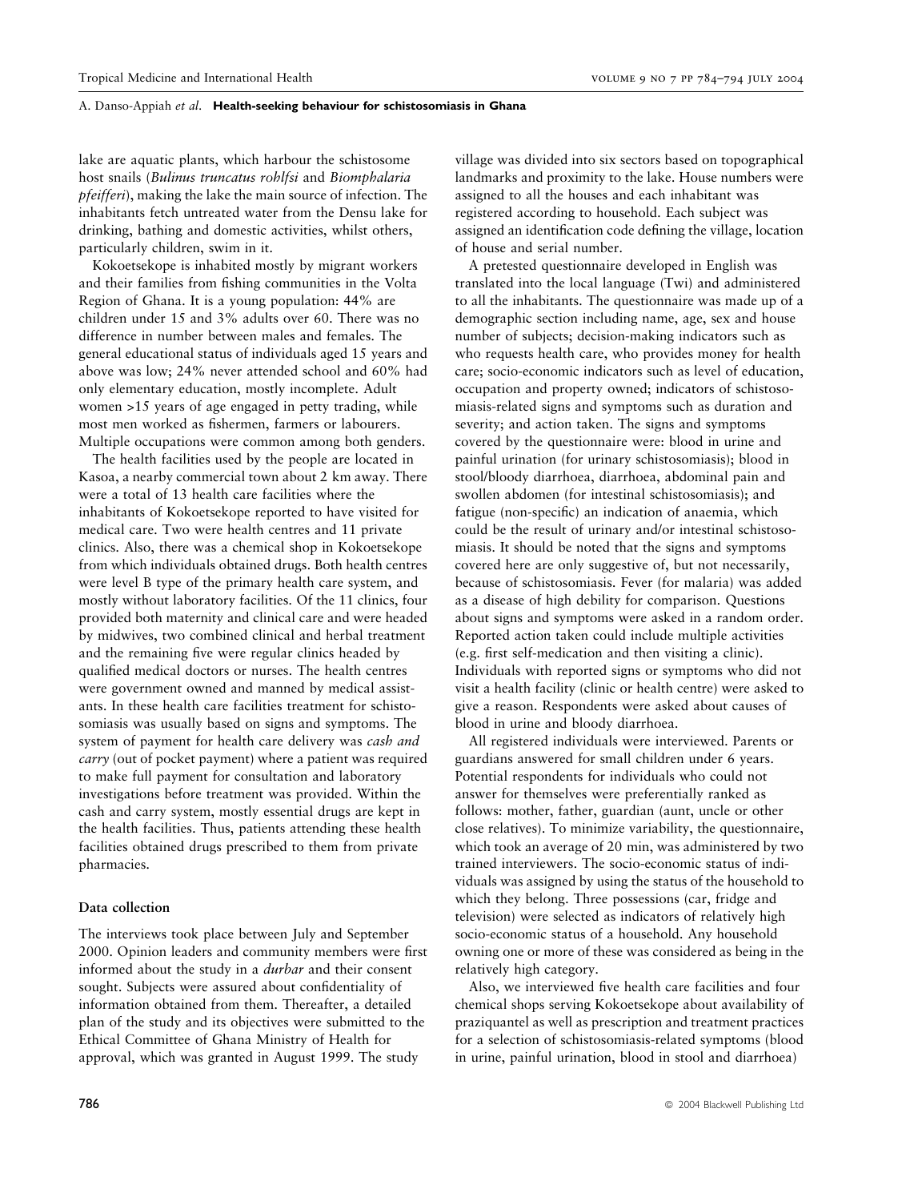lake are aquatic plants, which harbour the schistosome host snails (*Bulinus truncatus rohlfsi* and *Biomphalaria pfeifferi*), making the lake the main source of infection. The inhabitants fetch untreated water from the Densu lake for drinking, bathing and domestic activities, whilst others, particularly children, swim in it.

Kokoetsekope is inhabited mostly by migrant workers and their families from fishing communities in the Volta Region of Ghana. It is a young population: 44% are children under 15 and 3% adults over 60. There was no difference in number between males and females. The general educational status of individuals aged 15 years and above was low; 24% never attended school and 60% had only elementary education, mostly incomplete. Adult women >15 years of age engaged in petty trading, while most men worked as fishermen, farmers or labourers. Multiple occupations were common among both genders.

The health facilities used by the people are located in Kasoa, a nearby commercial town about 2 km away. There were a total of 13 health care facilities where the inhabitants of Kokoetsekope reported to have visited for medical care. Two were health centres and 11 private clinics. Also, there was a chemical shop in Kokoetsekope from which individuals obtained drugs. Both health centres were level B type of the primary health care system, and mostly without laboratory facilities. Of the 11 clinics, four provided both maternity and clinical care and were headed by midwives, two combined clinical and herbal treatment and the remaining five were regular clinics headed by qualified medical doctors or nurses. The health centres were government owned and manned by medical assistants. In these health care facilities treatment for schistosomiasis was usually based on signs and symptoms. The system of payment for health care delivery was *cash and carry* (out of pocket payment) where a patient was required to make full payment for consultation and laboratory investigations before treatment was provided. Within the cash and carry system, mostly essential drugs are kept in the health facilities. Thus, patients attending these health facilities obtained drugs prescribed to them from private pharmacies.

### Data collection

The interviews took place between July and September 2000. Opinion leaders and community members were first informed about the study in a *durbar* and their consent sought. Subjects were assured about confidentiality of information obtained from them. Thereafter, a detailed plan of the study and its objectives were submitted to the Ethical Committee of Ghana Ministry of Health for approval, which was granted in August 1999. The study village was divided into six sectors based on topographical landmarks and proximity to the lake. House numbers were assigned to all the houses and each inhabitant was registered according to household. Each subject was assigned an identification code defining the village, location of house and serial number.

A pretested questionnaire developed in English was translated into the local language (Twi) and administered to all the inhabitants. The questionnaire was made up of a demographic section including name, age, sex and house number of subjects; decision-making indicators such as who requests health care, who provides money for health care; socio-economic indicators such as level of education, occupation and property owned; indicators of schistosomiasis-related signs and symptoms such as duration and severity; and action taken. The signs and symptoms covered by the questionnaire were: blood in urine and painful urination (for urinary schistosomiasis); blood in stool/bloody diarrhoea, diarrhoea, abdominal pain and swollen abdomen (for intestinal schistosomiasis); and fatigue (non-specific) an indication of anaemia, which could be the result of urinary and/or intestinal schistosomiasis. It should be noted that the signs and symptoms covered here are only suggestive of, but not necessarily, because of schistosomiasis. Fever (for malaria) was added as a disease of high debility for comparison. Questions about signs and symptoms were asked in a random order. Reported action taken could include multiple activities (e.g. first self-medication and then visiting a clinic). Individuals with reported signs or symptoms who did not visit a health facility (clinic or health centre) were asked to give a reason. Respondents were asked about causes of blood in urine and bloody diarrhoea.

All registered individuals were interviewed. Parents or guardians answered for small children under 6 years. Potential respondents for individuals who could not answer for themselves were preferentially ranked as follows: mother, father, guardian (aunt, uncle or other close relatives). To minimize variability, the questionnaire, which took an average of 20 min, was administered by two trained interviewers. The socio-economic status of individuals was assigned by using the status of the household to which they belong. Three possessions (car, fridge and television) were selected as indicators of relatively high socio-economic status of a household. Any household owning one or more of these was considered as being in the relatively high category.

Also, we interviewed five health care facilities and four chemical shops serving Kokoetsekope about availability of praziquantel as well as prescription and treatment practices for a selection of schistosomiasis-related symptoms (blood in urine, painful urination, blood in stool and diarrhoea)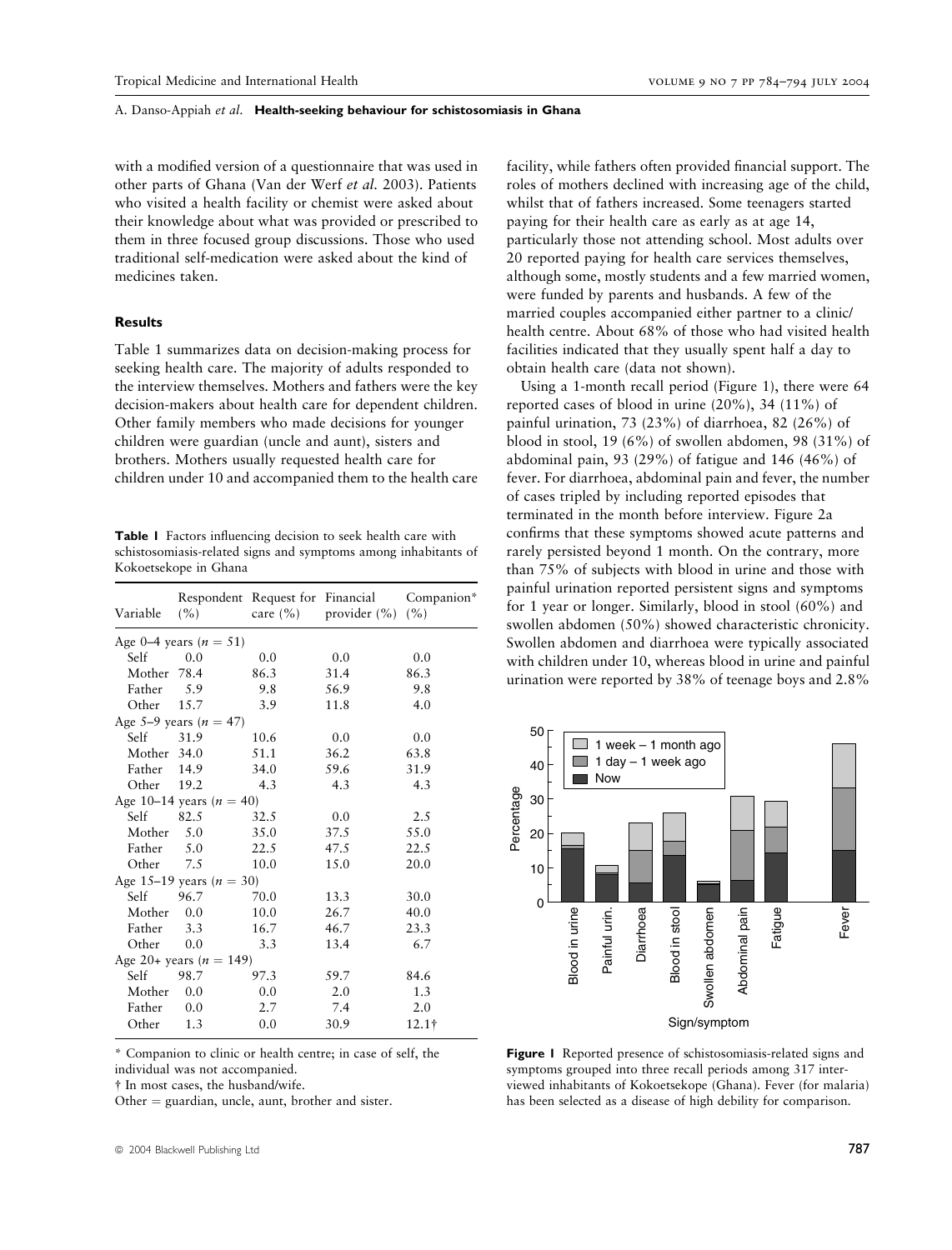with a modified version of a questionnaire that was used in other parts of Ghana (Van der Werf *et al.* 2003). Patients who visited a health facility or chemist were asked about their knowledge about what was provided or prescribed to them in three focused group discussions. Those who used traditional self-medication were asked about the kind of medicines taken.

## Results

Table 1 summarizes data on decision-making process for seeking health care. The majority of adults responded to the interview themselves. Mothers and fathers were the key decision-makers about health care for dependent children. Other family members who made decisions for younger children were guardian (uncle and aunt), sisters and brothers. Mothers usually requested health care for children under 10 and accompanied them to the health care facility, while fathers often provided financial support. The roles of mothers declined with increasing age of the child, whilst that of fathers increased. Some teenagers started paying for their health care as early as at age 14, particularly those not attending school. Most adults over 20 reported paying for health care services themselves, although some, mostly students and a few married women, were funded by parents and husbands. A few of the married couples accompanied either partner to a clinic/health centre. About 68% of those who had visited health facilities indicated that they usually spent half a day to obtain health care (data not shown).

Using a 1-month recall period (Figure 1), there were 64 reported cases of blood in urine (20%), 34 (11%) of painful urination, 73 (23%) of diarrhoea, 82 (26%) of blood in stool, 19 (6%) of swollen abdomen, 98 (31%) of abdominal pain, 93 (29%) of fatigue and 146 (46%) of fever. For diarrhoea, abdominal pain and fever, the number of cases tripled by including reported episodes that terminated in the month before interview. Figure 2a confirms that these symptoms showed acute patterns and rarely persisted beyond 1 month. On the contrary, more than 75% of subjects with blood in urine and those with painful urination reported persistent signs and symptoms for 1 year or longer. Similarly, blood in stool (60%) and swollen abdomen (50%) showed characteristic chronicity. Swollen abdomen and diarrhoea were typically associated with children under 10, whereas blood in urine and painful urination were reported by 38% of teenage boys and 2.8%

**Table 1** Factors influencing decision to seek health care with schistosomiasis-related signs and symptoms among inhabitants of Kokoetsekope in Ghana

| Variable | Respondent (%) | Request for care (%) | Financial provider (%) | Companion* (%) |
|---|---|---|---|---|
| Age 0–4 years ($n = 51$) | | | | |
| Self | 0.0 | 0.0 | 0.0 | 0.0 |
| Mother | 78.4 | 86.3 | 31.4 | 86.3 |
| Father | 5.9 | 9.8 | 56.9 | 9.8 |
| Other | 15.7 | 3.9 | 11.8 | 4.0 |
| Age 5–9 years ($n = 47$) | | | | |
| Self | 31.9 | 10.6 | 0.0 | 0.0 |
| Mother | 34.0 | 51.1 | 36.2 | 63.8 |
| Father | 14.9 | 34.0 | 59.6 | 31.9 |
| Other | 19.2 | 4.3 | 4.3 | 4.3 |
| Age 10–14 years ($n = 40$) | | | | |
| Self | 82.5 | 32.5 | 0.0 | 2.5 |
| Mother | 5.0 | 35.0 | 37.5 | 55.0 |
| Father | 5.0 | 22.5 | 47.5 | 22.5 |
| Other | 7.5 | 10.0 | 15.0 | 20.0 |
| Age 15–19 years ($n = 30$) | | | | |
| Self | 96.7 | 70.0 | 13.3 | 30.0 |
| Mother | 0.0 | 10.0 | 26.7 | 40.0 |
| Father | 3.3 | 16.7 | 46.7 | 23.3 |
| Other | 0.0 | 3.3 | 13.4 | 6.7 |
| Age 20+ years ($n = 149$) | | | | |
| Self | 98.7 | 97.3 | 59.7 | 84.6 |
| Mother | 0.0 | 0.0 | 2.0 | 1.3 |
| Father | 0.0 | 2.7 | 7.4 | 2.0 |
| Other | 1.3 | 0.0 | 30.9 | 12.1† |

\* Companion to clinic or health centre; in case of self, the individual was not accompanied.
† In most cases, the husband/wife.
Other = guardian, uncle, aunt, brother and sister.

**Figure 1** Reported presence of schistosomiasis-related signs and symptoms grouped into three recall periods among 317 interviewed inhabitants of Kokoetsekope (Ghana). Fever (for malaria) has been selected as a disease of high debility for comparison.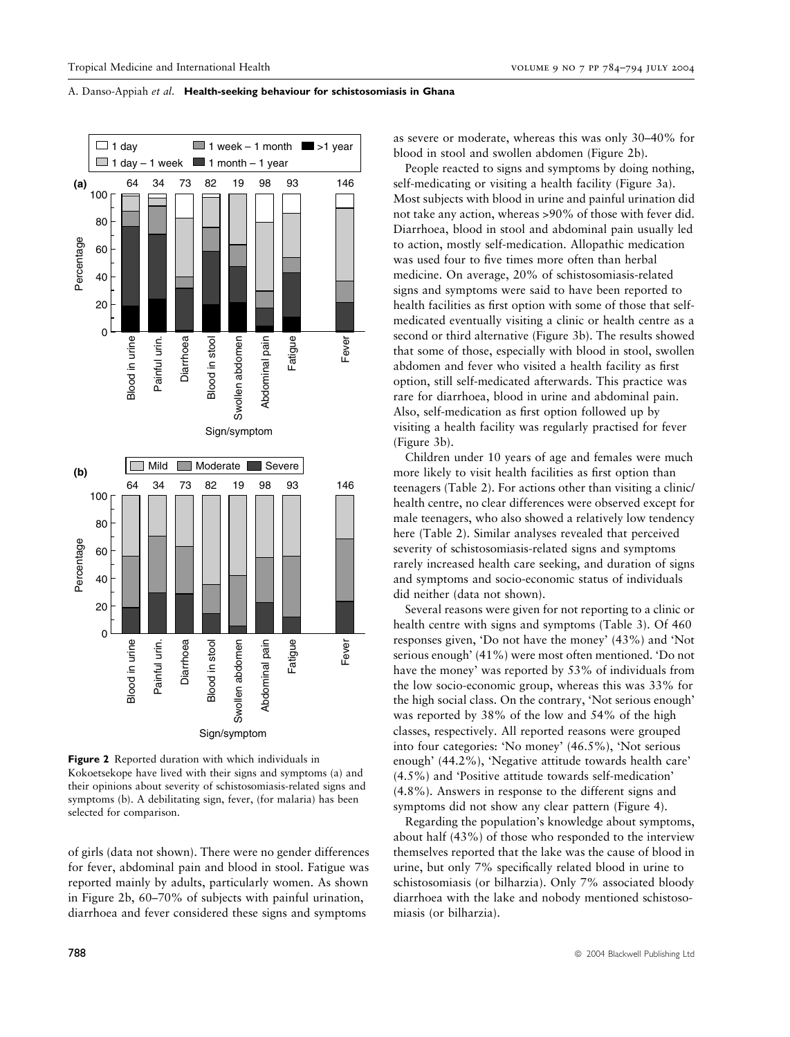Figure 2 Reported duration with which individuals in Kokoetsekope have lived with their signs and symptoms (a) and their opinions about severity of schistosomiasis-related signs and symptoms (b). A debilitating sign, fever, (for malaria) has been selected for comparison.

of girls (data not shown). There were no gender differences for fever, abdominal pain and blood in stool. Fatigue was reported mainly by adults, particularly women. As shown in Figure 2b, 60–70% of subjects with painful urination, diarrhoea and fever considered these signs and symptoms as severe or moderate, whereas this was only 30–40% for blood in stool and swollen abdomen (Figure 2b).

People reacted to signs and symptoms by doing nothing, self-medicating or visiting a health facility (Figure 3a). Most subjects with blood in urine and painful urination did not take any action, whereas >90% of those with fever did. Diarrhoea, blood in stool and abdominal pain usually led to action, mostly self-medication. Allopathic medication was used four to five times more often than herbal medicine. On average, 20% of schistosomiasis-related signs and symptoms were said to have been reported to health facilities as first option with some of those that self-medicated eventually visiting a clinic or health centre as a second or third alternative (Figure 3b). The results showed that some of those, especially with blood in stool, swollen abdomen and fever who visited a health facility as first option, still self-medicated afterwards. This practice was rare for diarrhoea, blood in urine and abdominal pain. Also, self-medication as first option followed up by visiting a health facility was regularly practised for fever (Figure 3b).

Children under 10 years of age and females were much more likely to visit health facilities as first option than teenagers (Table 2). For actions other than visiting a clinic/health centre, no clear differences were observed except for male teenagers, who also showed a relatively low tendency here (Table 2). Similar analyses revealed that perceived severity of schistosomiasis-related signs and symptoms rarely increased health care seeking, and duration of signs and symptoms and socio-economic status of individuals did neither (data not shown).

Several reasons were given for not reporting to a clinic or health centre with signs and symptoms (Table 3). Of 460 responses given, 'Do not have the money' (43%) and 'Not serious enough' (41%) were most often mentioned. 'Do not have the money' was reported by 53% of individuals from the low socio-economic group, whereas this was 33% for the high social class. On the contrary, 'Not serious enough' was reported by 38% of the low and 54% of the high classes, respectively. All reported reasons were grouped into four categories: 'No money' (46.5%), 'Not serious enough' (44.2%), 'Negative attitude towards health care' (4.5%) and 'Positive attitude towards self-medication' (4.8%). Answers in response to the different signs and symptoms did not show any clear pattern (Figure 4).

Regarding the population's knowledge about symptoms, about half (43%) of those who responded to the interview themselves reported that the lake was the cause of blood in urine, but only 7% specifically related blood in urine to schistosomiasis (or bilharzia). Only 7% associated bloody diarrhoea with the lake and nobody mentioned schistosomiasis (or bilharzia).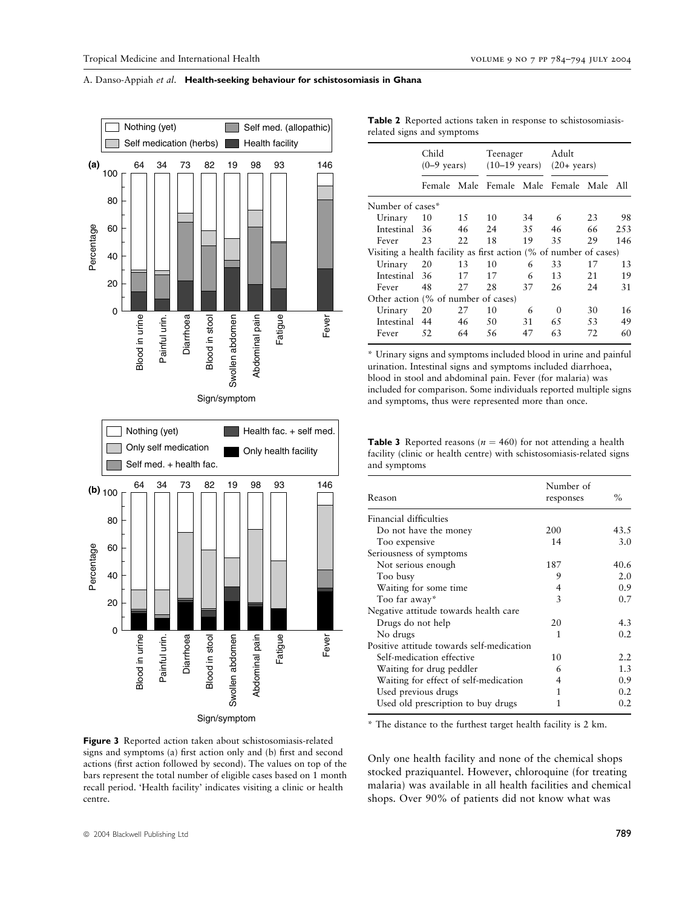Figure 3 Reported action taken about schistosomiasis-related signs and symptoms (a) first action only and (b) first and second actions (first action followed by second). The values on top of the bars represent the total number of eligible cases based on 1 month recall period. 'Health facility' indicates visiting a clinic or health centre.

**Table 2** Reported actions taken in response to schistosomiasis-related signs and symptoms

| | Child (0–9 years) | | Teenager (10–19 years) | | Adult (20+ years) | | |
|---|---|---|---|---|---|---|---|
| | Female | Male | Female | Male | Female | Male | All |
| Number of cases* | | | | | | | |
| Urinary | 10 | 15 | 10 | 34 | 6 | 23 | 98 |
| Intestinal | 36 | 46 | 24 | 35 | 46 | 66 | 253 |
| Fever | 23 | 22 | 18 | 19 | 35 | 29 | 146 |
| Visiting a health facility as first action (% of number of cases) | | | | | | | |
| Urinary | 20 | 13 | 10 | 6 | 33 | 17 | 13 |
| Intestinal | 36 | 17 | 17 | 6 | 13 | 21 | 19 |
| Fever | 48 | 27 | 28 | 37 | 26 | 24 | 31 |
| Other action (% of number of cases) | | | | | | | |
| Urinary | 20 | 27 | 10 | 6 | 0 | 30 | 16 |
| Intestinal | 44 | 46 | 50 | 31 | 65 | 53 | 49 |
| Fever | 52 | 64 | 56 | 47 | 63 | 72 | 60 |

* Urinary signs and symptoms included blood in urine and painful urination. Intestinal signs and symptoms included diarrhoea, blood in stool and abdominal pain. Fever (for malaria) was included for comparison. Some individuals reported multiple signs and symptoms, thus were represented more than once.

**Table 3** Reported reasons ($n = 460$) for not attending a health facility (clinic or health centre) with schistosomiasis-related signs and symptoms

| Reason | Number of responses | % |
|---|---|---|
| Financial difficulties | | |
| Do not have the money | 200 | 43.5 |
| Too expensive | 14 | 3.0 |
| Seriousness of symptoms | | |
| Not serious enough | 187 | 40.6 |
| Too busy | 9 | 2.0 |
| Waiting for some time | 4 | 0.9 |
| Too far away* | 3 | 0.7 |
| Negative attitude towards health care | | |
| Drugs do not help | 20 | 4.3 |
| No drugs | 1 | 0.2 |
| Positive attitude towards self-medication | | |
| Self-medication effective | 10 | 2.2 |
| Waiting for drug peddler | 6 | 1.3 |
| Waiting for effect of self-medication | 4 | 0.9 |
| Used previous drugs | 1 | 0.2 |
| Used old prescription to buy drugs | 1 | 0.2 |

* The distance to the furthest target health facility is 2 km.

Only one health facility and none of the chemical shops stocked praziquantel. However, chloroquine (for treating malaria) was available in all health facilities and chemical shops. Over 90% of patients did not know what was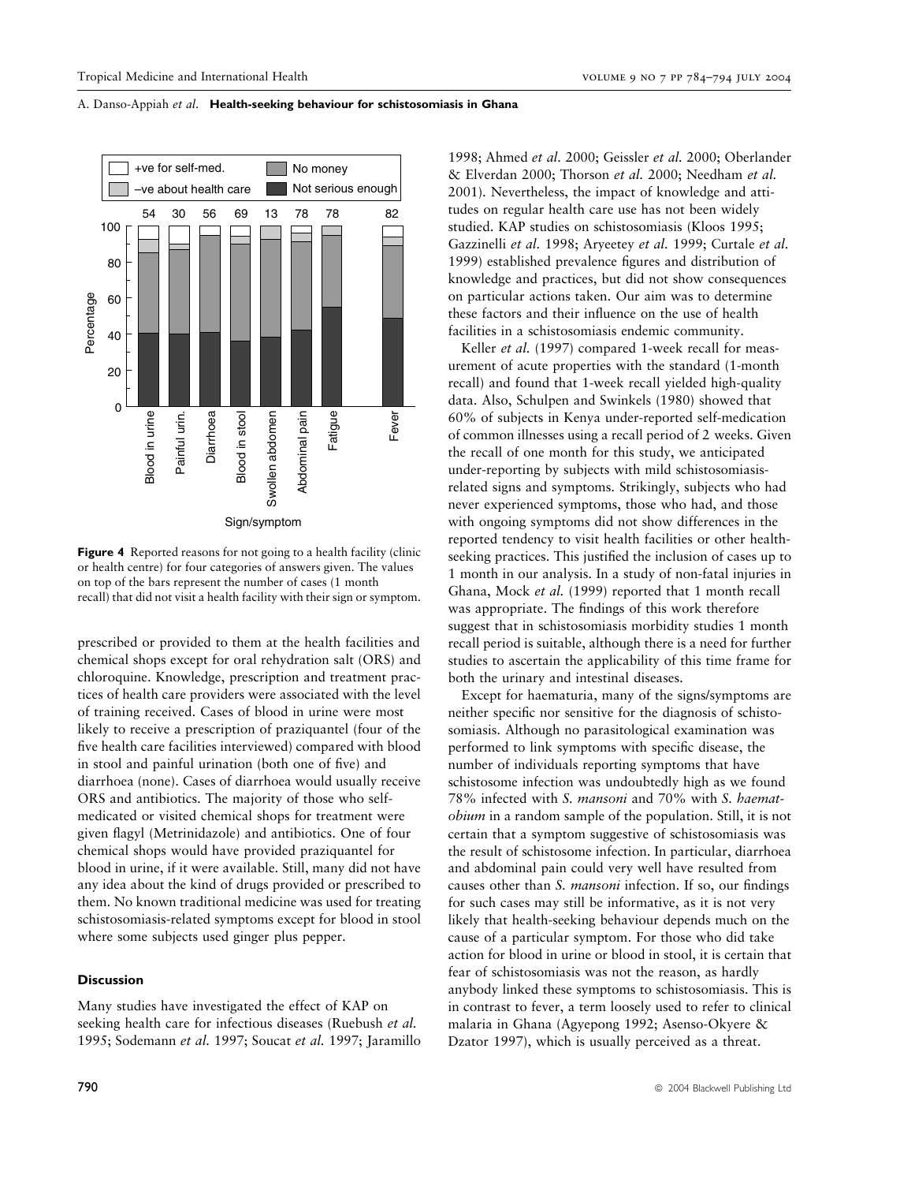**Figure 4** Reported reasons for not going to a health facility (clinic or health centre) for four categories of answers given. The values on top of the bars represent the number of cases (1 month recall) that did not visit a health facility with their sign or symptom.

prescribed or provided to them at the health facilities and chemical shops except for oral rehydration salt (ORS) and chloroquine. Knowledge, prescription and treatment practices of health care providers were associated with the level of training received. Cases of blood in urine were most likely to receive a prescription of praziquantel (four of the five health care facilities interviewed) compared with blood in stool and painful urination (both one of five) and diarrhoea (none). Cases of diarrhoea would usually receive ORS and antibiotics. The majority of those who self-medicated or visited chemical shops for treatment were given flagyl (Metrinidazole) and antibiotics. One of four chemical shops would have provided praziquantel for blood in urine, if it were available. Still, many did not have any idea about the kind of drugs provided or prescribed to them. No known traditional medicine was used for treating schistosomiasis-related symptoms except for blood in stool where some subjects used ginger plus pepper.

## Discussion

Many studies have investigated the effect of KAP on seeking health care for infectious diseases (Ruebush *et al.* 1995; Sodemann *et al.* 1997; Soucat *et al.* 1997; Jaramillo 1998; Ahmed *et al.* 2000; Geissler *et al.* 2000; Oberlander & Elverdan 2000; Thorson *et al.* 2000; Needham *et al.* 2001). Nevertheless, the impact of knowledge and attitudes on regular health care use has not been widely studied. KAP studies on schistosomiasis (Kloos 1995; Gazzinelli *et al.* 1998; Aryeetey *et al.* 1999; Curtale *et al.* 1999) established prevalence figures and distribution of knowledge and practices, but did not show consequences on particular actions taken. Our aim was to determine these factors and their influence on the use of health facilities in a schistosomiasis endemic community.

Keller *et al.* (1997) compared 1-week recall for measurement of acute properties with the standard (1-month recall) and found that 1-week recall yielded high-quality data. Also, Schulpen and Swinkels (1980) showed that 60% of subjects in Kenya under-reported self-medication of common illnesses using a recall period of 2 weeks. Given the recall of one month for this study, we anticipated under-reporting by subjects with mild schistosomiasis-related signs and symptoms. Strikingly, subjects who had never experienced symptoms, those who had, and those with ongoing symptoms did not show differences in the reported tendency to visit health facilities or other health-seeking practices. This justified the inclusion of cases up to 1 month in our analysis. In a study of non-fatal injuries in Ghana, Mock *et al.* (1999) reported that 1 month recall was appropriate. The findings of this work therefore suggest that in schistosomiasis morbidity studies 1 month recall period is suitable, although there is a need for further studies to ascertain the applicability of this time frame for both the urinary and intestinal diseases.

Except for haematuria, many of the signs/symptoms are neither specific nor sensitive for the diagnosis of schistosomiasis. Although no parasitological examination was performed to link symptoms with specific disease, the number of individuals reporting symptoms that have schistosome infection was undoubtedly high as we found 78% infected with *S. mansoni* and 70% with *S. haematobium* in a random sample of the population. Still, it is not certain that a symptom suggestive of schistosomiasis was the result of schistosome infection. In particular, diarrhoea and abdominal pain could very well have resulted from causes other than *S. mansoni* infection. If so, our findings for such cases may still be informative, as it is not very likely that health-seeking behaviour depends much on the cause of a particular symptom. For those who did take action for blood in urine or blood in stool, it is certain that fear of schistosomiasis was not the reason, as hardly anybody linked these symptoms to schistosomiasis. This is in contrast to fever, a term loosely used to refer to clinical malaria in Ghana (Agyepong 1992; Asenso-Okyere & Dzator 1997), which is usually perceived as a threat.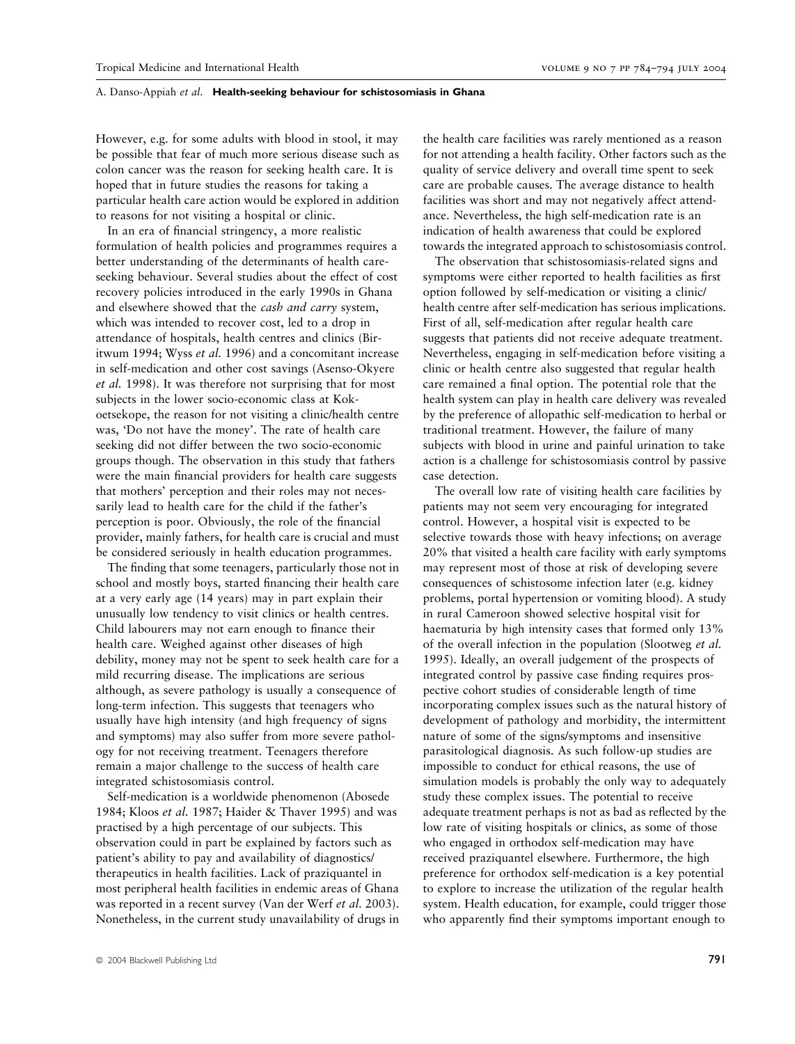However, e.g. for some adults with blood in stool, it may be possible that fear of much more serious disease such as colon cancer was the reason for seeking health care. It is hoped that in future studies the reasons for taking a particular health care action would be explored in addition to reasons for not visiting a hospital or clinic.

In an era of financial stringency, a more realistic formulation of health policies and programmes requires a better understanding of the determinants of health care-seeking behaviour. Several studies about the effect of cost recovery policies introduced in the early 1990s in Ghana and elsewhere showed that the *cash and carry* system, which was intended to recover cost, led to a drop in attendance of hospitals, health centres and clinics (Biritwum 1994; Wyss *et al.* 1996) and a concomitant increase in self-medication and other cost savings (Asenso-Okyere *et al.* 1998). It was therefore not surprising that for most subjects in the lower socio-economic class at Kokoetsekope, the reason for not visiting a clinic/health centre was, 'Do not have the money'. The rate of health care seeking did not differ between the two socio-economic groups though. The observation in this study that fathers were the main financial providers for health care suggests that mothers' perception and their roles may not necessarily lead to health care for the child if the father's perception is poor. Obviously, the role of the financial provider, mainly fathers, for health care is crucial and must be considered seriously in health education programmes.

The finding that some teenagers, particularly those not in school and mostly boys, started financing their health care at a very early age (14 years) may in part explain their unusually low tendency to visit clinics or health centres. Child labourers may not earn enough to finance their health care. Weighed against other diseases of high debility, money may not be spent to seek health care for a mild recurring disease. The implications are serious although, as severe pathology is usually a consequence of long-term infection. This suggests that teenagers who usually have high intensity (and high frequency of signs and symptoms) may also suffer from more severe pathology for not receiving treatment. Teenagers therefore remain a major challenge to the success of health care integrated schistosomiasis control.

Self-medication is a worldwide phenomenon (Abosede 1984; Kloos *et al.* 1987; Haider & Thaver 1995) and was practised by a high percentage of our subjects. This observation could in part be explained by factors such as patient's ability to pay and availability of diagnostics/therapeutics in health facilities. Lack of praziquantel in most peripheral health facilities in endemic areas of Ghana was reported in a recent survey (Van der Werf *et al.* 2003). Nonetheless, in the current study unavailability of drugs in the health care facilities was rarely mentioned as a reason for not attending a health facility. Other factors such as the quality of service delivery and overall time spent to seek care are probable causes. The average distance to health facilities was short and may not negatively affect attendance. Nevertheless, the high self-medication rate is an indication of health awareness that could be explored towards the integrated approach to schistosomiasis control.

The observation that schistosomiasis-related signs and symptoms were either reported to health facilities as first option followed by self-medication or visiting a clinic/health centre after self-medication has serious implications. First of all, self-medication after regular health care suggests that patients did not receive adequate treatment. Nevertheless, engaging in self-medication before visiting a clinic or health centre also suggested that regular health care remained a final option. The potential role that the health system can play in health care delivery was revealed by the preference of allopathic self-medication to herbal or traditional treatment. However, the failure of many subjects with blood in urine and painful urination to take action is a challenge for schistosomiasis control by passive case detection.

The overall low rate of visiting health care facilities by patients may not seem very encouraging for integrated control. However, a hospital visit is expected to be selective towards those with heavy infections; on average 20% that visited a health care facility with early symptoms may represent most of those at risk of developing severe consequences of schistosome infection later (e.g. kidney problems, portal hypertension or vomiting blood). A study in rural Cameroon showed selective hospital visit for haematuria by high intensity cases that formed only 13% of the overall infection in the population (Slootweg *et al.* 1995). Ideally, an overall judgement of the prospects of integrated control by passive case finding requires prospective cohort studies of considerable length of time incorporating complex issues such as the natural history of development of pathology and morbidity, the intermittent nature of some of the signs/symptoms and insensitive parasitological diagnosis. As such follow-up studies are impossible to conduct for ethical reasons, the use of simulation models is probably the only way to adequately study these complex issues. The potential to receive adequate treatment perhaps is not as bad as reflected by the low rate of visiting hospitals or clinics, as some of those who engaged in orthodox self-medication may have received praziquantel elsewhere. Furthermore, the high preference for orthodox self-medication is a key potential to explore to increase the utilization of the regular health system. Health education, for example, could trigger those who apparently find their symptoms important enough to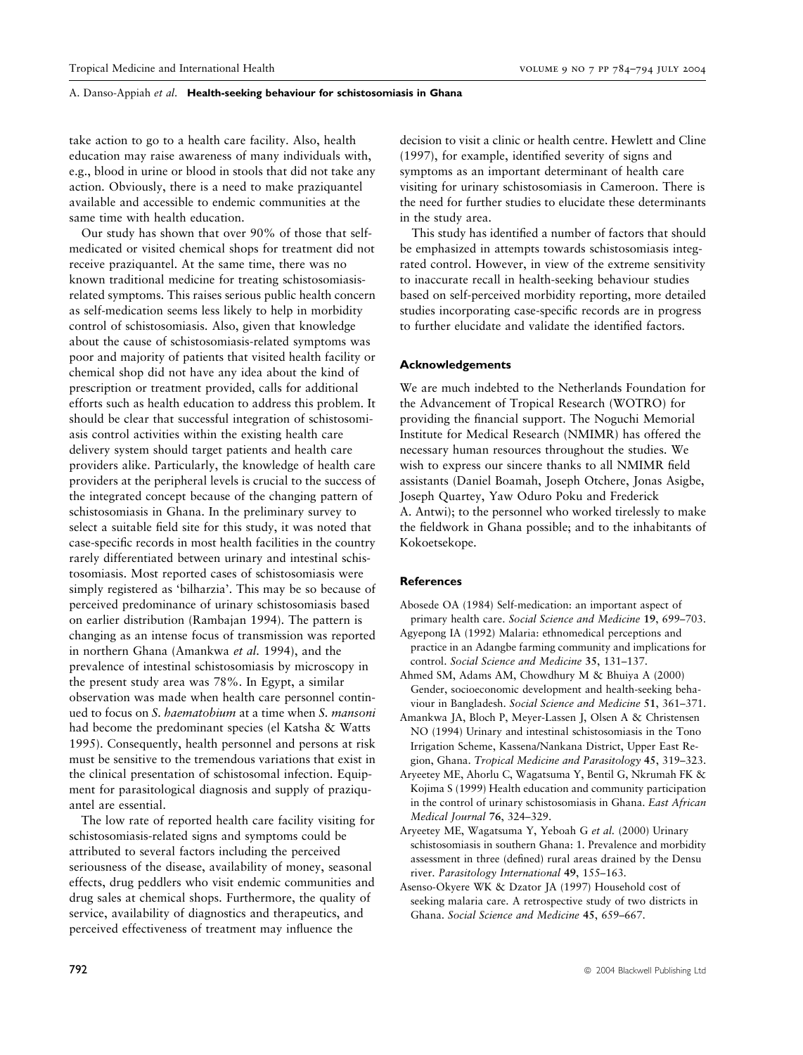take action to go to a health care facility. Also, health education may raise awareness of many individuals with, e.g., blood in urine or blood in stools that did not take any action. Obviously, there is a need to make praziquantel available and accessible to endemic communities at the same time with health education.

Our study has shown that over 90% of those that self-medicated or visited chemical shops for treatment did not receive praziquantel. At the same time, there was no known traditional medicine for treating schistosomiasis-related symptoms. This raises serious public health concern as self-medication seems less likely to help in morbidity control of schistosomiasis. Also, given that knowledge about the cause of schistosomiasis-related symptoms was poor and majority of patients that visited health facility or chemical shop did not have any idea about the kind of prescription or treatment provided, calls for additional efforts such as health education to address this problem. It should be clear that successful integration of schistosomiasis control activities within the existing health care delivery system should target patients and health care providers alike. Particularly, the knowledge of health care providers at the peripheral levels is crucial to the success of the integrated concept because of the changing pattern of schistosomiasis in Ghana. In the preliminary survey to select a suitable field site for this study, it was noted that case-specific records in most health facilities in the country rarely differentiated between urinary and intestinal schistosomiasis. Most reported cases of schistosomiasis were simply registered as 'bilharzia'. This may be so because of perceived predominance of urinary schistosomiasis based on earlier distribution (Rambajan 1994). The pattern is changing as an intense focus of transmission was reported in northern Ghana (Amankwa *et al.* 1994), and the prevalence of intestinal schistosomiasis by microscopy in the present study area was 78%. In Egypt, a similar observation was made when health care personnel continued to focus on *S. haematobium* at a time when *S. mansoni* had become the predominant species (el Katsha & Watts 1995). Consequently, health personnel and persons at risk must be sensitive to the tremendous variations that exist in the clinical presentation of schistosomal infection. Equipment for parasitological diagnosis and supply of praziquantel are essential.

The low rate of reported health care facility visiting for schistosomiasis-related signs and symptoms could be attributed to several factors including the perceived seriousness of the disease, availability of money, seasonal effects, drug peddlers who visit endemic communities and drug sales at chemical shops. Furthermore, the quality of service, availability of diagnostics and therapeutics, and perceived effectiveness of treatment may influence the decision to visit a clinic or health centre. Hewlett and Cline (1997), for example, identified severity of signs and symptoms as an important determinant of health care visiting for urinary schistosomiasis in Cameroon. There is the need for further studies to elucidate these determinants in the study area.

This study has identified a number of factors that should be emphasized in attempts towards schistosomiasis integrated control. However, in view of the extreme sensitivity to inaccurate recall in health-seeking behaviour studies based on self-perceived morbidity reporting, more detailed studies incorporating case-specific records are in progress to further elucidate and validate the identified factors.

## Acknowledgements

We are much indebted to the Netherlands Foundation for the Advancement of Tropical Research (WOTRO) for providing the financial support. The Noguchi Memorial Institute for Medical Research (NMIMR) has offered the necessary human resources throughout the studies. We wish to express our sincere thanks to all NMIMR field assistants (Daniel Boamah, Joseph Otchere, Jonas Asigbe, Joseph Quartey, Yaw Oduro Poku and Frederick A. Antwi); to the personnel who worked tirelessly to make the fieldwork in Ghana possible; and to the inhabitants of Kokoetsekope.

## References

Abosede OA (1984) Self-medication: an important aspect of primary health care. *Social Science and Medicine* **19**, 699–703.

Agyepong IA (1992) Malaria: ethnomedical perceptions and practice in an Adangbe farming community and implications for control. *Social Science and Medicine* **35**, 131–137.

Ahmed SM, Adams AM, Chowdhury M & Bhuiya A (2000) Gender, socioeconomic development and health-seeking behaviour in Bangladesh. *Social Science and Medicine* **51**, 361–371.

Amankwa JA, Bloch P, Meyer-Lassen J, Olsen A & Christensen NO (1994) Urinary and intestinal schistosomiasis in the Tono Irrigation Scheme, Kassena/Nankana District, Upper East Region, Ghana. *Tropical Medicine and Parasitology* **45**, 319–323.

Aryeetey ME, Ahorlu C, Wagatsuma Y, Bentil G, Nkrumah FK & Kojima S (1999) Health education and community participation in the control of urinary schistosomiasis in Ghana. *East African Medical Journal* **76**, 324–329.

Aryeetey ME, Wagatsuma Y, Yeboah G *et al.* (2000) Urinary schistosomiasis in southern Ghana: 1. Prevalence and morbidity assessment in three (defined) rural areas drained by the Densu river. *Parasitology International* **49**, 155–163.

Asenso-Okyere WK & Dzator JA (1997) Household cost of seeking malaria care. A retrospective study of two districts in Ghana. *Social Science and Medicine* **45**, 659–667.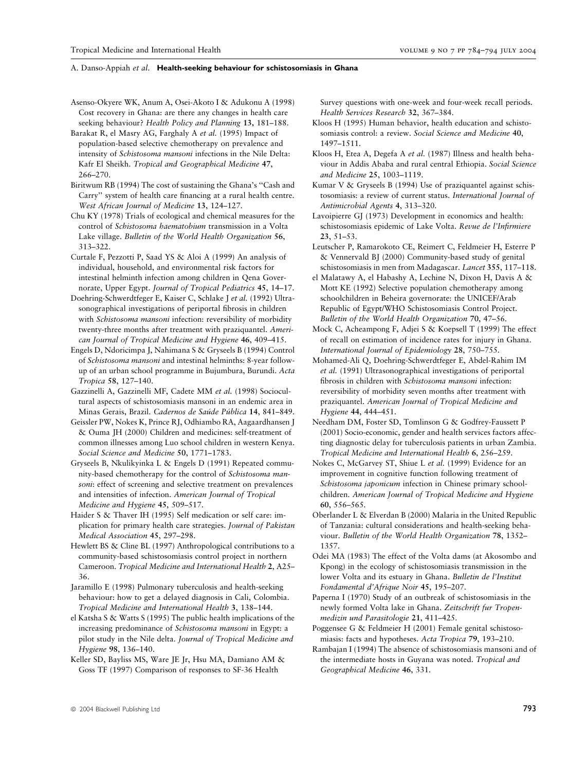Asenso-Okyere WK, Anum A, Osei-Akoto I & Adukonu A (1998) Cost recovery in Ghana: are there any changes in health care seeking behaviour? *Health Policy and Planning* **13**, 181–188.

Barakat R, el Masry AG, Farghaly A *et al.* (1995) Impact of population-based selective chemotherapy on prevalence and intensity of *Schistosoma mansoni* infections in the Nile Delta: Kafr El Sheikh. *Tropical and Geographical Medicine* **47**, 266–270.

Biritwum RB (1994) The cost of sustaining the Ghana's "Cash and Carry" system of health care financing at a rural health centre. *West African Journal of Medicine* **13**, 124–127.

Chu KY (1978) Trials of ecological and chemical measures for the control of *Schistosoma haematobium* transmission in a Volta Lake village. *Bulletin of the World Health Organization* **56**, 313–322.

Curtale F, Pezzotti P, Saad YS & Aloi A (1999) An analysis of individual, household, and environmental risk factors for intestinal helminth infection among children in Qena Governorate, Upper Egypt. *Journal of Tropical Pediatrics* **45**, 14–17.

Doehring-Schwerdtfeger E, Kaiser C, Schlake J *et al.* (1992) Ultrasonographical investigations of periportal fibrosis in children with *Schistosoma mansoni* infection: reversibility of morbidity twenty-three months after treatment with praziquantel. *American Journal of Tropical Medicine and Hygiene* **46**, 409–415.

Engels D, Ndoricimpa J, Nahimana S & Gryseels B (1994) Control of *Schistosoma mansoni* and intestinal helminths: 8-year follow-up of an urban school programme in Bujumbura, Burundi. *Acta Tropica* **58**, 127–140.

Gazzinelli A, Gazzinelli MF, Cadete MM *et al.* (1998) Sociocultural aspects of schistosomiasis mansoni in an endemic area in Minas Gerais, Brazil. *Cadernos de Saúde Pública* **14**, 841–849.

Geissler PW, Nokes K, Prince RJ, Odhiambo RA, Aagaardhansen J & Ouma JH (2000) Children and medicines: self-treatment of common illnesses among Luo school children in western Kenya. *Social Science and Medicine* **50**, 1771–1783.

Gryseels B, Nkulikyinka L & Engels D (1991) Repeated community-based chemotherapy for the control of *Schistosoma mansoni*: effect of screening and selective treatment on prevalences and intensities of infection. *American Journal of Tropical Medicine and Hygiene* **45**, 509–517.

Haider S & Thaver IH (1995) Self medication or self care: implication for primary health care strategies. *Journal of Pakistan Medical Association* **45**, 297–298.

Hewlett BS & Cline BL (1997) Anthropological contributions to a community-based schistosomiasis control project in northern Cameroon. *Tropical Medicine and International Health* **2**, A25–36.

Jaramillo E (1998) Pulmonary tuberculosis and health-seeking behaviour: how to get a delayed diagnosis in Cali, Colombia. *Tropical Medicine and International Health* **3**, 138–144.

el Katsha S & Watts S (1995) The public health implications of the increasing predominance of *Schistosoma mansoni* in Egypt: a pilot study in the Nile delta. *Journal of Tropical Medicine and Hygiene* **98**, 136–140.

Keller SD, Bayliss MS, Ware JE Jr, Hsu MA, Damiano AM & Goss TF (1997) Comparison of responses to SF-36 Health Survey questions with one-week and four-week recall periods. *Health Services Research* **32**, 367–384.

Kloos H (1995) Human behavior, health education and schistosomiasis control: a review. *Social Science and Medicine* **40**, 1497–1511.

Kloos H, Etea A, Degefa A *et al.* (1987) Illness and health behaviour in Addis Ababa and rural central Ethiopia. *Social Science and Medicine* **25**, 1003–1119.

Kumar V & Gryseels B (1994) Use of praziquantel against schistosomiasis: a review of current status. *International Journal of Antimicrobial Agents* **4**, 313–320.

Lavoipierre GJ (1973) Development in economics and health: schistosomiasis epidemic of Lake Volta. *Revue de l'Infirmiere* **23**, 51–53.

Leutscher P, Ramarokoto CE, Reimert C, Feldmeier H, Esterre P & Vennervald BJ (2000) Community-based study of genital schistosomiasis in men from Madagascar. *Lancet* **355**, 117–118.

el Malatawy A, el Habashy A, Lechine N, Dixon H, Davis A & Mott KE (1992) Selective population chemotherapy among schoolchildren in Beheira governorate: the UNICEF/Arab Republic of Egypt/WHO Schistosomiasis Control Project. *Bulletin of the World Health Organization* **70**, 47–56.

Mock C, Acheampong F, Adjei S & Koepsell T (1999) The effect of recall on estimation of incidence rates for injury in Ghana. *International Journal of Epidemiology* **28**, 750–755.

Mohamed-Ali Q, Doehring-Schwerdtfeger E, Abdel-Rahim IM *et al.* (1991) Ultrasonographical investigations of periportal fibrosis in children with *Schistosoma mansoni* infection: reversibility of morbidity seven months after treatment with praziquantel. *American Journal of Tropical Medicine and Hygiene* **44**, 444–451.

Needham DM, Foster SD, Tomlinson G & Godfrey-Faussett P (2001) Socio-economic, gender and health services factors affecting diagnostic delay for tuberculosis patients in urban Zambia. *Tropical Medicine and International Health* **6**, 256–259.

Nokes C, McGarvey ST, Shiue L *et al.* (1999) Evidence for an improvement in cognitive function following treatment of *Schistosoma japonicum* infection in Chinese primary schoolchildren. *American Journal of Tropical Medicine and Hygiene* **60**, 556–565.

Oberlander L & Elverdan B (2000) Malaria in the United Republic of Tanzania: cultural considerations and health-seeking behaviour. *Bulletin of the World Health Organization* **78**, 1352–1357.

Odei MA (1983) The effect of the Volta dams (at Akosombo and Kpong) in the ecology of schistosomiasis transmission in the lower Volta and its estuary in Ghana. *Bulletin de l'Institut Fondamental d'Afrique Noir* **45**, 195–207.

Paperna I (1970) Study of an outbreak of schistosomiasis in the newly formed Volta lake in Ghana. *Zeitschrift fur Tropenmedizin und Parasitologie* **21**, 411–425.

Poggensee G & Feldmeier H (2001) Female genital schistosomiasis: facts and hypotheses. *Acta Tropica* **79**, 193–210.

Rambajan I (1994) The absence of schistosomiasis mansoni and of the intermediate hosts in Guyana was noted. *Tropical and Geographical Medicine* **46**, 331.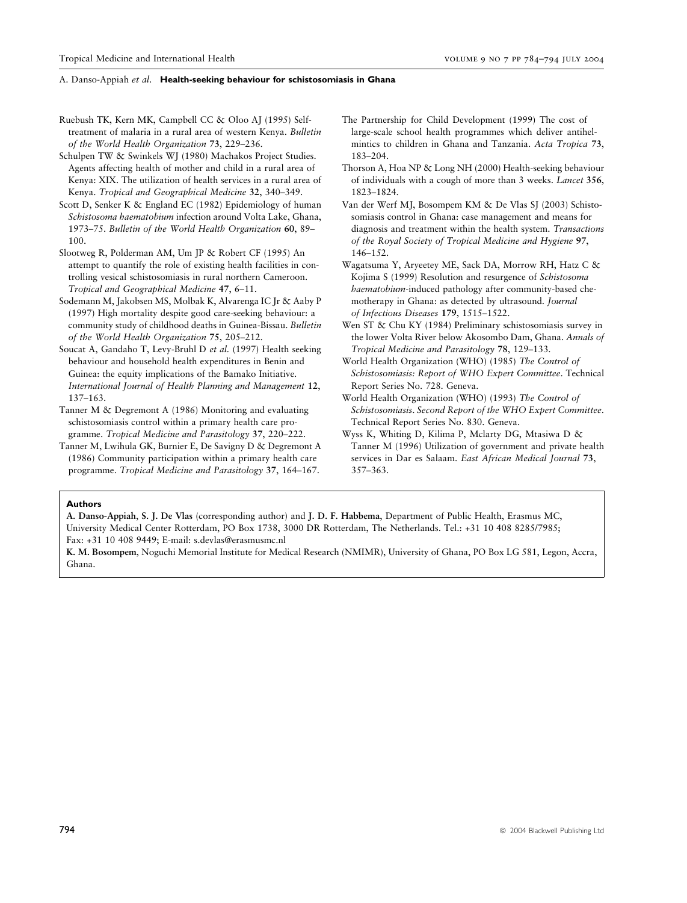Ruebush TK, Kern MK, Campbell CC & Oloo AJ (1995) Self-treatment of malaria in a rural area of western Kenya. *Bulletin of the World Health Organization* **73**, 229–236.

Schulpen TW & Swinkels WJ (1980) Machakos Project Studies. Agents affecting health of mother and child in a rural area of Kenya: XIX. The utilization of health services in a rural area of Kenya. *Tropical and Geographical Medicine* **32**, 340–349.

Scott D, Senker K & England EC (1982) Epidemiology of human *Schistosoma haematobium* infection around Volta Lake, Ghana, 1973–75. *Bulletin of the World Health Organization* **60**, 89–100.

Slootweg R, Polderman AM, Um JP & Robert CF (1995) An attempt to quantify the role of existing health facilities in controlling vesical schistosomiasis in rural northern Cameroon. *Tropical and Geographical Medicine* **47**, 6–11.

Sodemann M, Jakobsen MS, Molbak K, Alvarenga IC Jr & Aaby P (1997) High mortality despite good care-seeking behaviour: a community study of childhood deaths in Guinea-Bissau. *Bulletin of the World Health Organization* **75**, 205–212.

Soucat A, Gandaho T, Levy-Bruhl D *et al.* (1997) Health seeking behaviour and household health expenditures in Benin and Guinea: the equity implications of the Bamako Initiative. *International Journal of Health Planning and Management* **12**, 137–163.

Tanner M & Degremont A (1986) Monitoring and evaluating schistosomiasis control within a primary health care programme. *Tropical Medicine and Parasitology* **37**, 220–222.

Tanner M, Lwihula GK, Burnier E, De Savigny D & Degremont A (1986) Community participation within a primary health care programme. *Tropical Medicine and Parasitology* **37**, 164–167.

The Partnership for Child Development (1999) The cost of large-scale school health programmes which deliver antihelmintics to children in Ghana and Tanzania. *Acta Tropica* **73**, 183–204.

Thorson A, Hoa NP & Long NH (2000) Health-seeking behaviour of individuals with a cough of more than 3 weeks. *Lancet* **356**, 1823–1824.

Van der Werf MJ, Bosompem KM & De Vlas SJ (2003) Schistosomiasis control in Ghana: case management and means for diagnosis and treatment within the health system. *Transactions of the Royal Society of Tropical Medicine and Hygiene* **97**, 146–152.

Wagatsuma Y, Aryeetey ME, Sack DA, Morrow RH, Hatz C & Kojima S (1999) Resolution and resurgence of *Schistosoma haematobium*-induced pathology after community-based chemotherapy in Ghana: as detected by ultrasound. *Journal of Infectious Diseases* **179**, 1515–1522.

Wen ST & Chu KY (1984) Preliminary schistosomiasis survey in the lower Volta River below Akosombo Dam, Ghana. *Annals of Tropical Medicine and Parasitology* **78**, 129–133.

World Health Organization (WHO) (1985) *The Control of Schistosomiasis: Report of WHO Expert Committee*. Technical Report Series No. 728. Geneva.

World Health Organization (WHO) (1993) *The Control of Schistosomiasis. Second Report of the WHO Expert Committee*. Technical Report Series No. 830. Geneva.

Wyss K, Whiting D, Kilima P, Mclarty DG, Mtasiwa D & Tanner M (1996) Utilization of government and private health services in Dar es Salaam. *East African Medical Journal* **73**, 357–363.

**Authors**

**A. Danso-Appiah**, **S. J. De Vlas** (corresponding author) and **J. D. F. Habbema**, Department of Public Health, Erasmus MC, University Medical Center Rotterdam, PO Box 1738, 3000 DR Rotterdam, The Netherlands. Tel.: +31 10 408 8285/7985; Fax: +31 10 408 9449; E-mail: s.devlas@erasmusmc.nl

**K. M. Bosompem**, Noguchi Memorial Institute for Medical Research (NMIMR), University of Ghana, PO Box LG 581, Legon, Accra, Ghana.